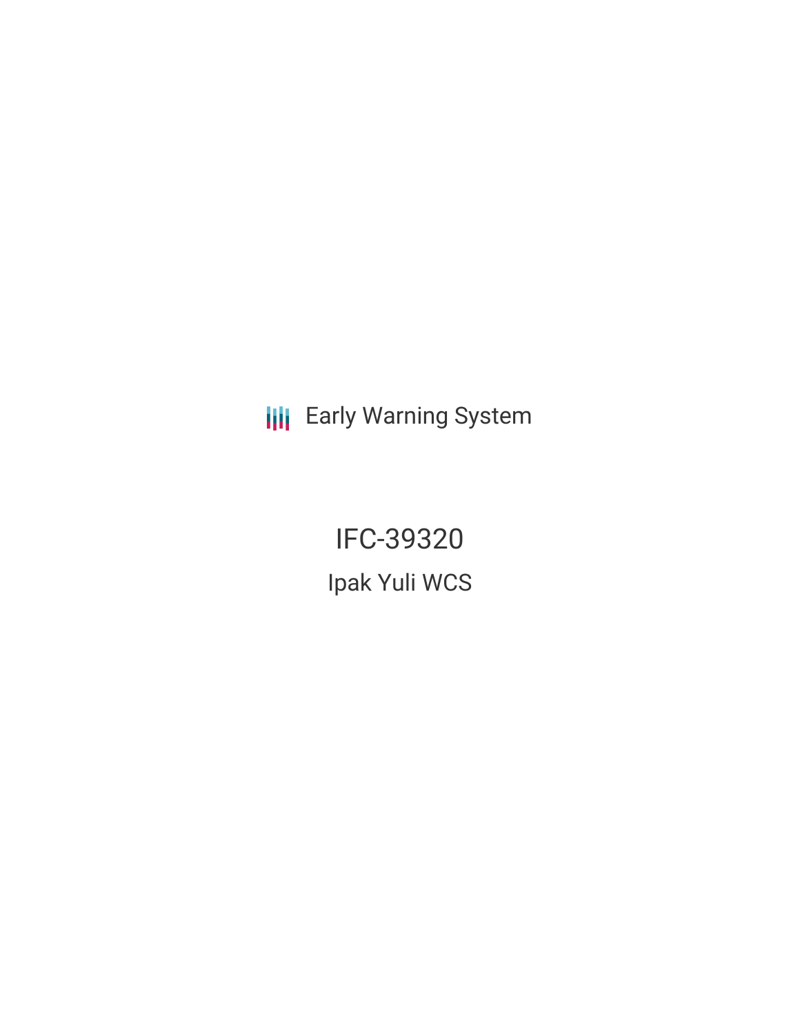Early Warning System

# IFC-39320

## Ipak Yuli WCS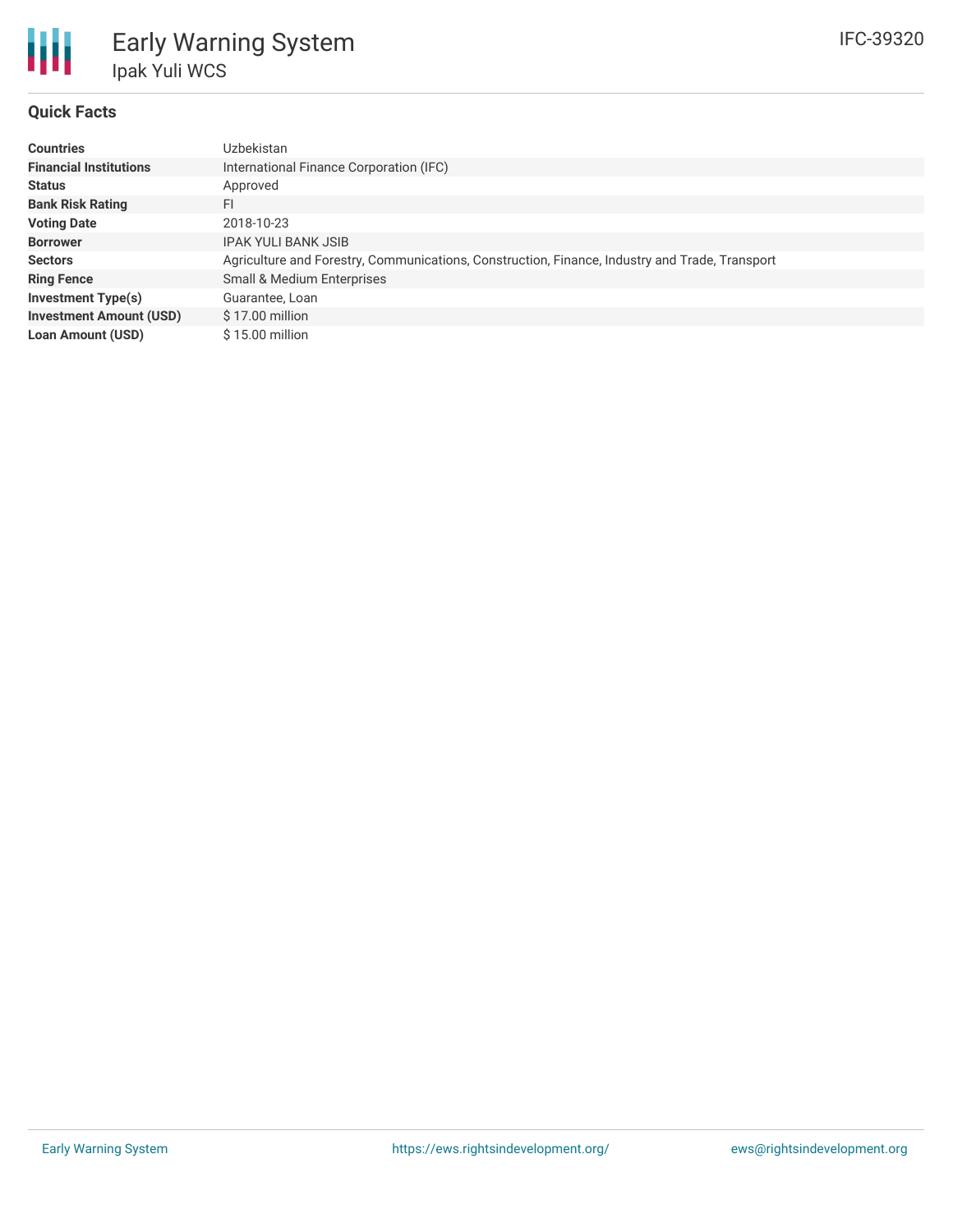# Early Warning System

## Ipak Yuli WCS

IFC-39320

### Quick Facts

| | |
|---|---|
| **Countries** | Uzbekistan |
| **Financial Institutions** | International Finance Corporation (IFC) |
| **Status** | Approved |
| **Bank Risk Rating** | FI |
| **Voting Date** | 2018-10-23 |
| **Borrower** | IPAK YULI BANK JSIB |
| **Sectors** | Agriculture and Forestry, Communications, Construction, Finance, Industry and Trade, Transport |
| **Ring Fence** | Small & Medium Enterprises |
| **Investment Type(s)** | Guarantee, Loan |
| **Investment Amount (USD)** | $ 17.00 million |
| **Loan Amount (USD)** | $ 15.00 million |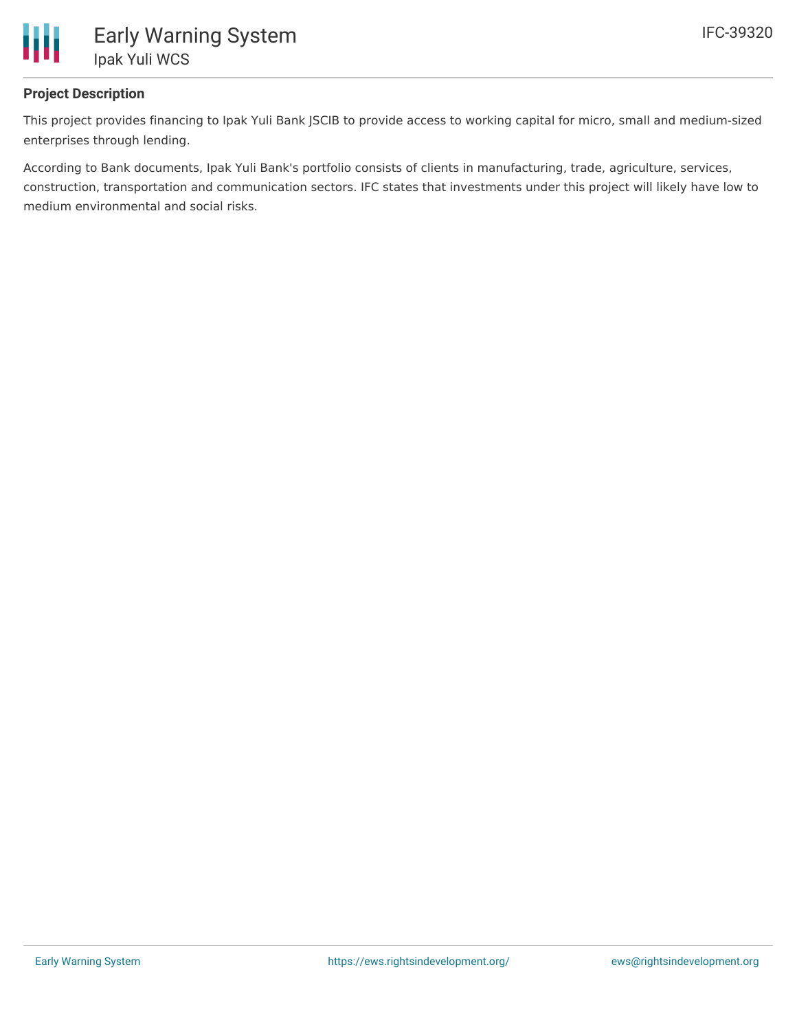## Project Description

This project provides financing to Ipak Yuli Bank JSCIB to provide access to working capital for micro, small and medium-sized enterprises through lending.

According to Bank documents, Ipak Yuli Bank's portfolio consists of clients in manufacturing, trade, agriculture, services, construction, transportation and communication sectors. IFC states that investments under this project will likely have low to medium environmental and social risks.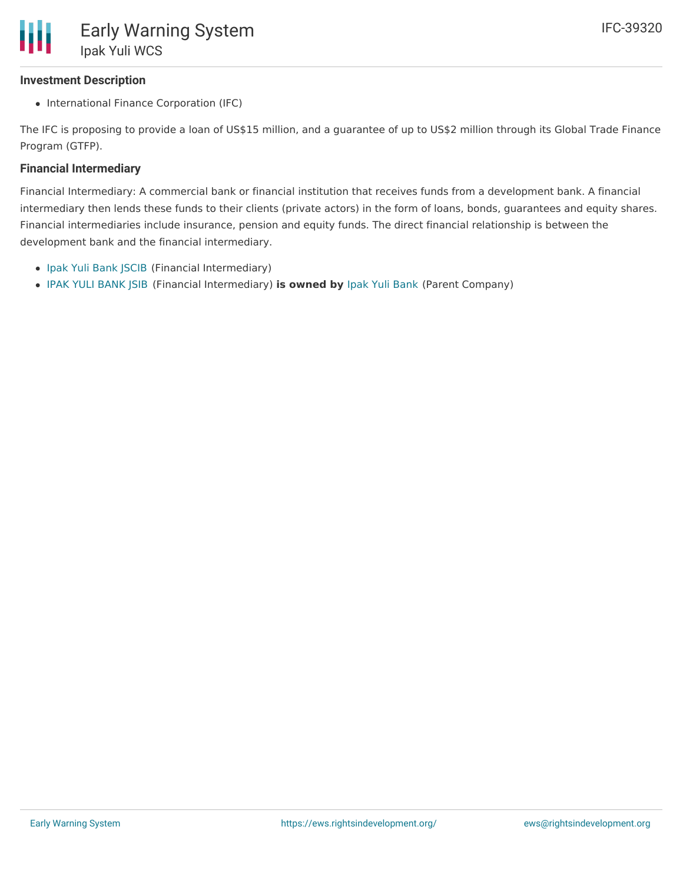### Investment Description

- International Finance Corporation (IFC)

The IFC is proposing to provide a loan of US$15 million, and a guarantee of up to US$2 million through its Global Trade Finance Program (GTFP).

### Financial Intermediary

Financial Intermediary: A commercial bank or financial institution that receives funds from a development bank. A financial intermediary then lends these funds to their clients (private actors) in the form of loans, bonds, guarantees and equity shares. Financial intermediaries include insurance, pension and equity funds. The direct financial relationship is between the development bank and the financial intermediary.

- Ipak Yuli Bank JSCIB (Financial Intermediary)
- IPAK YULI BANK JSIB (Financial Intermediary) **is owned by** Ipak Yuli Bank (Parent Company)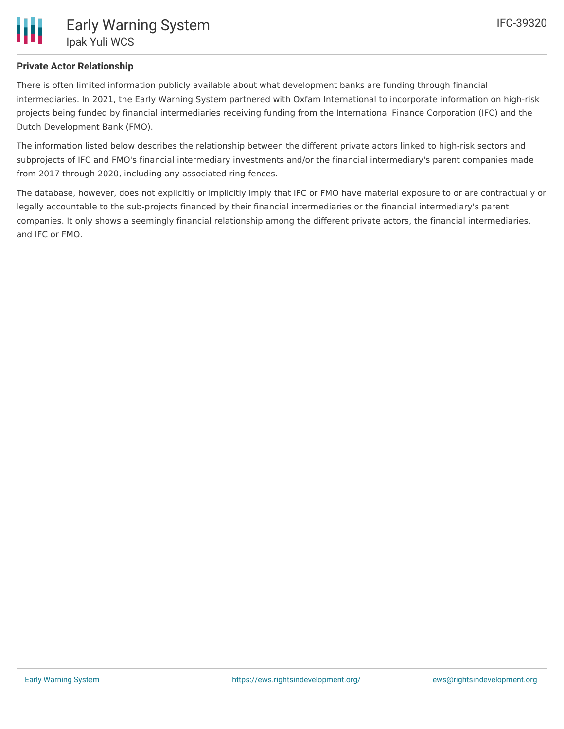**Private Actor Relationship**

There is often limited information publicly available about what development banks are funding through financial intermediaries. In 2021, the Early Warning System partnered with Oxfam International to incorporate information on high-risk projects being funded by financial intermediaries receiving funding from the International Finance Corporation (IFC) and the Dutch Development Bank (FMO).

The information listed below describes the relationship between the different private actors linked to high-risk sectors and subprojects of IFC and FMO's financial intermediary investments and/or the financial intermediary's parent companies made from 2017 through 2020, including any associated ring fences.

The database, however, does not explicitly or implicitly imply that IFC or FMO have material exposure to or are contractually or legally accountable to the sub-projects financed by their financial intermediaries or the financial intermediary's parent companies. It only shows a seemingly financial relationship among the different private actors, the financial intermediaries, and IFC or FMO.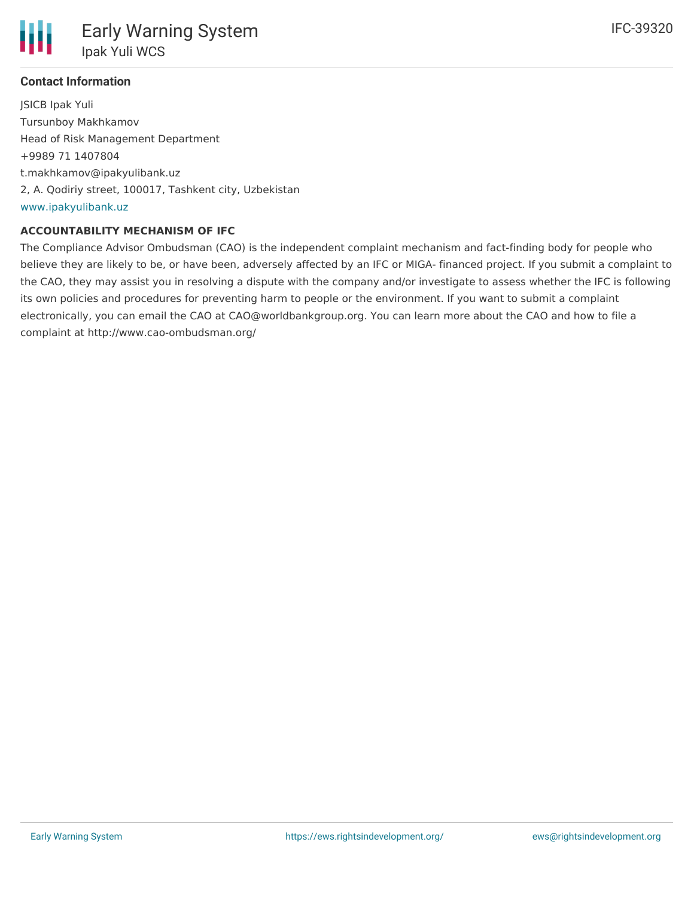**Contact Information**

JSICB Ipak Yuli
Tursunboy Makhkamov
Head of Risk Management Department
+9989 71 1407804
t.makhkamov@ipakyulibank.uz
2, A. Qodiriy street, 100017, Tashkent city, Uzbekistan
www.ipakyulibank.uz

**ACCOUNTABILITY MECHANISM OF IFC**

The Compliance Advisor Ombudsman (CAO) is the independent complaint mechanism and fact-finding body for people who believe they are likely to be, or have been, adversely affected by an IFC or MIGA- financed project. If you submit a complaint to the CAO, they may assist you in resolving a dispute with the company and/or investigate to assess whether the IFC is following its own policies and procedures for preventing harm to people or the environment. If you want to submit a complaint electronically, you can email the CAO at CAO@worldbankgroup.org. You can learn more about the CAO and how to file a complaint at http://www.cao-ombudsman.org/